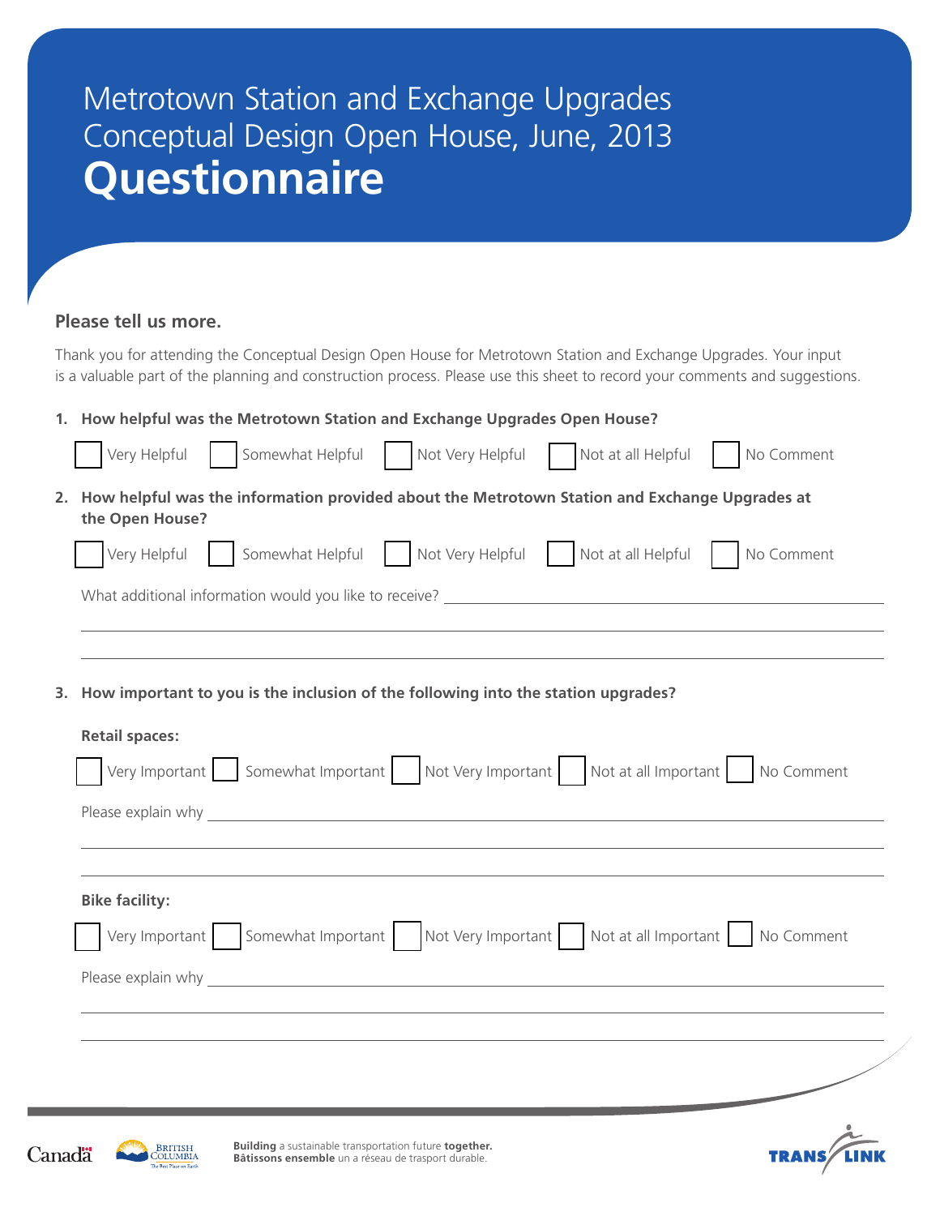# Metrotown Station and Exchange Upgrades Conceptual Design Open House, June, 2013

# Questionnaire

## Please tell us more.

Thank you for attending the Conceptual Design Open House for Metrotown Station and Exchange Upgrades. Your input is a valuable part of the planning and construction process. Please use this sheet to record your comments and suggestions.

**1. How helpful was the Metrotown Station and Exchange Upgrades Open House?**

☐ Very Helpful ☐ Somewhat Helpful ☐ Not Very Helpful ☐ Not at all Helpful ☐ No Comment

**2. How helpful was the information provided about the Metrotown Station and Exchange Upgrades at the Open House?**

☐ Very Helpful ☐ Somewhat Helpful ☐ Not Very Helpful ☐ Not at all Helpful ☐ No Comment

What additional information would you like to receive? ______________________________

______________________________

______________________________

**3. How important to you is the inclusion of the following into the station upgrades?**

**Retail spaces:**

☐ Very Important ☐ Somewhat Important ☐ Not Very Important ☐ Not at all Important ☐ No Comment

Please explain why ______________________________

______________________________

______________________________

**Bike facility:**

☐ Very Important ☐ Somewhat Important ☐ Not Very Important ☐ Not at all Important ☐ No Comment

Please explain why ______________________________

______________________________

______________________________

**Building** a sustainable transportation future **together.**
**Bâtissons ensemble** un a réseau de trasport durable.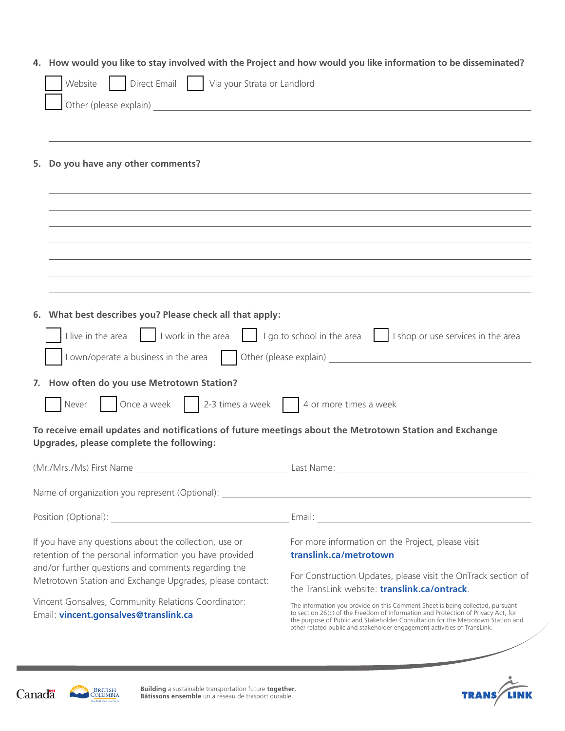**4. How would you like to stay involved with the Project and how would you like information to be disseminated?**

- [ ] Website
- [ ] Direct Email
- [ ] Via your Strata or Landlord
- [ ] Other (please explain) ______________________________

**5. Do you have any other comments?**

______________________________

**6. What best describes you? Please check all that apply:**

- [ ] I live in the area
- [ ] I work in the area
- [ ] I go to school in the area
- [ ] I shop or use services in the area
- [ ] I own/operate a business in the area
- [ ] Other (please explain) ______________________________

**7. How often do you use Metrotown Station?**

- [ ] Never
- [ ] Once a week
- [ ] 2-3 times a week
- [ ] 4 or more times a week

**To receive email updates and notifications of future meetings about the Metrotown Station and Exchange Upgrades, please complete the following:**

(Mr./Mrs./Ms) First Name ______________________ Last Name: ______________________

Name of organization you represent (Optional): ______________________

Position (Optional): ______________________ Email: ______________________

If you have any questions about the collection, use or retention of the personal information you have provided and/or further questions and comments regarding the Metrotown Station and Exchange Upgrades, please contact:

Vincent Gonsalves, Community Relations Coordinator:
Email: **vincent.gonsalves@translink.ca**

For more information on the Project, please visit **translink.ca/metrotown**

For Construction Updates, please visit the OnTrack section of the TransLink website: **translink.ca/ontrack**.

The information you provide on this Comment Sheet is being collected, pursuant to section 26(c) of the Freedom of Information and Protection of Privacy Act, for the purpose of Public and Stakeholder Consultation for the Metrotown Station and other related public and stakeholder engagement activities of TransLink.

Canada British Columbia The Best Place on Earth

**Building** a sustainable transportation future **together.**
**Bâtissons ensemble** un a réseau de trasport durable.

TRANSLINK